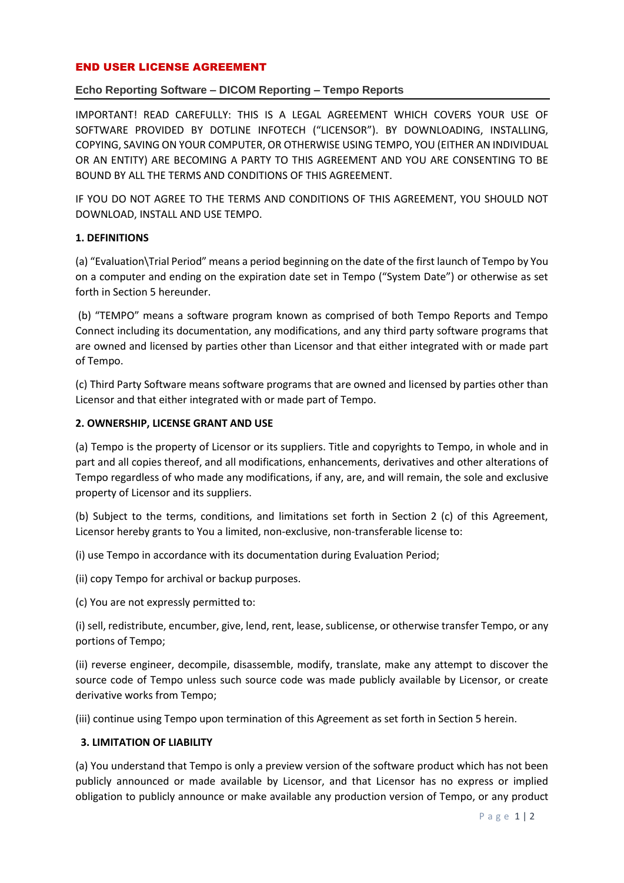# END USER LICENSE AGREEMENT

## Echo Reporting Software – DICOM Reporting – Tempo Reports

IMPORTANT! READ CAREFULLY: THIS IS A LEGAL AGREEMENT WHICH COVERS YOUR USE OF SOFTWARE PROVIDED BY DOTLINE INFOTECH ("LICENSOR"). BY DOWNLOADING, INSTALLING, COPYING, SAVING ON YOUR COMPUTER, OR OTHERWISE USING TEMPO, YOU (EITHER AN INDIVIDUAL OR AN ENTITY) ARE BECOMING A PARTY TO THIS AGREEMENT AND YOU ARE CONSENTING TO BE BOUND BY ALL THE TERMS AND CONDITIONS OF THIS AGREEMENT.

IF YOU DO NOT AGREE TO THE TERMS AND CONDITIONS OF THIS AGREEMENT, YOU SHOULD NOT DOWNLOAD, INSTALL AND USE TEMPO.

**1. DEFINITIONS**

(a) "Evaluation\Trial Period" means a period beginning on the date of the first launch of Tempo by You on a computer and ending on the expiration date set in Tempo ("System Date") or otherwise as set forth in Section 5 hereunder.

(b) "TEMPO" means a software program known as comprised of both Tempo Reports and Tempo Connect including its documentation, any modifications, and any third party software programs that are owned and licensed by parties other than Licensor and that either integrated with or made part of Tempo.

(c) Third Party Software means software programs that are owned and licensed by parties other than Licensor and that either integrated with or made part of Tempo.

**2. OWNERSHIP, LICENSE GRANT AND USE**

(a) Tempo is the property of Licensor or its suppliers. Title and copyrights to Tempo, in whole and in part and all copies thereof, and all modifications, enhancements, derivatives and other alterations of Tempo regardless of who made any modifications, if any, are, and will remain, the sole and exclusive property of Licensor and its suppliers.

(b) Subject to the terms, conditions, and limitations set forth in Section 2 (c) of this Agreement, Licensor hereby grants to You a limited, non-exclusive, non-transferable license to:

(i) use Tempo in accordance with its documentation during Evaluation Period;

(ii) copy Tempo for archival or backup purposes.

(c) You are not expressly permitted to:

(i) sell, redistribute, encumber, give, lend, rent, lease, sublicense, or otherwise transfer Tempo, or any portions of Tempo;

(ii) reverse engineer, decompile, disassemble, modify, translate, make any attempt to discover the source code of Tempo unless such source code was made publicly available by Licensor, or create derivative works from Tempo;

(iii) continue using Tempo upon termination of this Agreement as set forth in Section 5 herein.

**3. LIMITATION OF LIABILITY**

(a) You understand that Tempo is only a preview version of the software product which has not been publicly announced or made available by Licensor, and that Licensor has no express or implied obligation to publicly announce or make available any production version of Tempo, or any product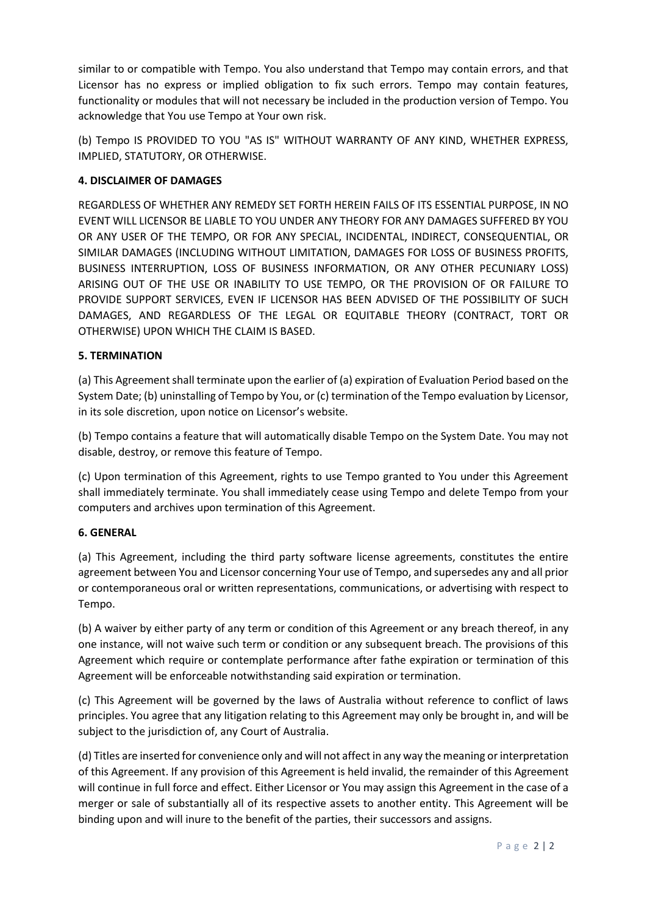similar to or compatible with Tempo. You also understand that Tempo may contain errors, and that Licensor has no express or implied obligation to fix such errors. Tempo may contain features, functionality or modules that will not necessary be included in the production version of Tempo. You acknowledge that You use Tempo at Your own risk.

(b) Tempo IS PROVIDED TO YOU "AS IS" WITHOUT WARRANTY OF ANY KIND, WHETHER EXPRESS, IMPLIED, STATUTORY, OR OTHERWISE.

**4. DISCLAIMER OF DAMAGES**

REGARDLESS OF WHETHER ANY REMEDY SET FORTH HEREIN FAILS OF ITS ESSENTIAL PURPOSE, IN NO EVENT WILL LICENSOR BE LIABLE TO YOU UNDER ANY THEORY FOR ANY DAMAGES SUFFERED BY YOU OR ANY USER OF THE TEMPO, OR FOR ANY SPECIAL, INCIDENTAL, INDIRECT, CONSEQUENTIAL, OR SIMILAR DAMAGES (INCLUDING WITHOUT LIMITATION, DAMAGES FOR LOSS OF BUSINESS PROFITS, BUSINESS INTERRUPTION, LOSS OF BUSINESS INFORMATION, OR ANY OTHER PECUNIARY LOSS) ARISING OUT OF THE USE OR INABILITY TO USE TEMPO, OR THE PROVISION OF OR FAILURE TO PROVIDE SUPPORT SERVICES, EVEN IF LICENSOR HAS BEEN ADVISED OF THE POSSIBILITY OF SUCH DAMAGES, AND REGARDLESS OF THE LEGAL OR EQUITABLE THEORY (CONTRACT, TORT OR OTHERWISE) UPON WHICH THE CLAIM IS BASED.

**5. TERMINATION**

(a) This Agreement shall terminate upon the earlier of (a) expiration of Evaluation Period based on the System Date; (b) uninstalling of Tempo by You, or (c) termination of the Tempo evaluation by Licensor, in its sole discretion, upon notice on Licensor's website.

(b) Tempo contains a feature that will automatically disable Tempo on the System Date. You may not disable, destroy, or remove this feature of Tempo.

(c) Upon termination of this Agreement, rights to use Tempo granted to You under this Agreement shall immediately terminate. You shall immediately cease using Tempo and delete Tempo from your computers and archives upon termination of this Agreement.

**6. GENERAL**

(a) This Agreement, including the third party software license agreements, constitutes the entire agreement between You and Licensor concerning Your use of Tempo, and supersedes any and all prior or contemporaneous oral or written representations, communications, or advertising with respect to Tempo.

(b) A waiver by either party of any term or condition of this Agreement or any breach thereof, in any one instance, will not waive such term or condition or any subsequent breach. The provisions of this Agreement which require or contemplate performance after fathe expiration or termination of this Agreement will be enforceable notwithstanding said expiration or termination.

(c) This Agreement will be governed by the laws of Australia without reference to conflict of laws principles. You agree that any litigation relating to this Agreement may only be brought in, and will be subject to the jurisdiction of, any Court of Australia.

(d) Titles are inserted for convenience only and will not affect in any way the meaning or interpretation of this Agreement. If any provision of this Agreement is held invalid, the remainder of this Agreement will continue in full force and effect. Either Licensor or You may assign this Agreement in the case of a merger or sale of substantially all of its respective assets to another entity. This Agreement will be binding upon and will inure to the benefit of the parties, their successors and assigns.